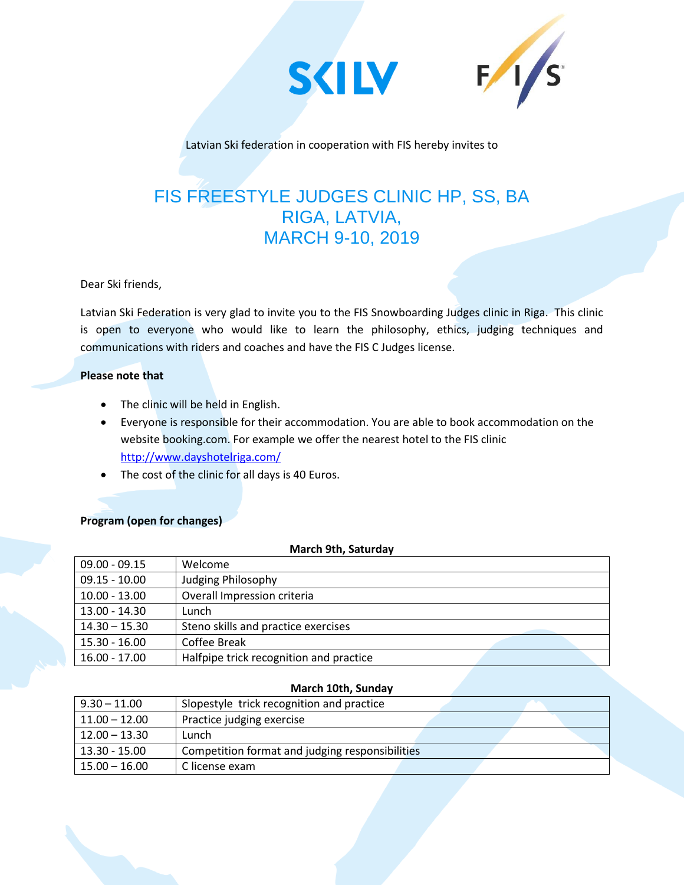SKILV FIS

Latvian Ski federation in cooperation with FIS hereby invites to

# FIS FREESTYLE JUDGES CLINIC HP, SS, BA
# RIGA, LATVIA,
# MARCH 9-10, 2019

Dear Ski friends,

Latvian Ski Federation is very glad to invite you to the FIS Snowboarding Judges clinic in Riga. This clinic is open to everyone who would like to learn the philosophy, ethics, judging techniques and communications with riders and coaches and have the FIS C Judges license.

**Please note that**

- The clinic will be held in English.
- Everyone is responsible for their accommodation. You are able to book accommodation on the website booking.com. For example we offer the nearest hotel to the FIS clinic http://www.dayshotelriga.com/
- The cost of the clinic for all days is 40 Euros.

**Program (open for changes)**

**March 9th, Saturday**

| 09.00 - 09.15 | Welcome |
|---|---|
| 09.15 - 10.00 | Judging Philosophy |
| 10.00 - 13.00 | Overall Impression criteria |
| 13.00 - 14.30 | Lunch |
| 14.30 – 15.30 | Steno skills and practice exercises |
| 15.30 - 16.00 | Coffee Break |
| 16.00 - 17.00 | Halfpipe trick recognition and practice |

**March 10th, Sunday**

| 9.30 – 11.00 | Slopestyle trick recognition and practice |
|---|---|
| 11.00 – 12.00 | Practice judging exercise |
| 12.00 – 13.30 | Lunch |
| 13.30 - 15.00 | Competition format and judging responsibilities |
| 15.00 – 16.00 | C license exam |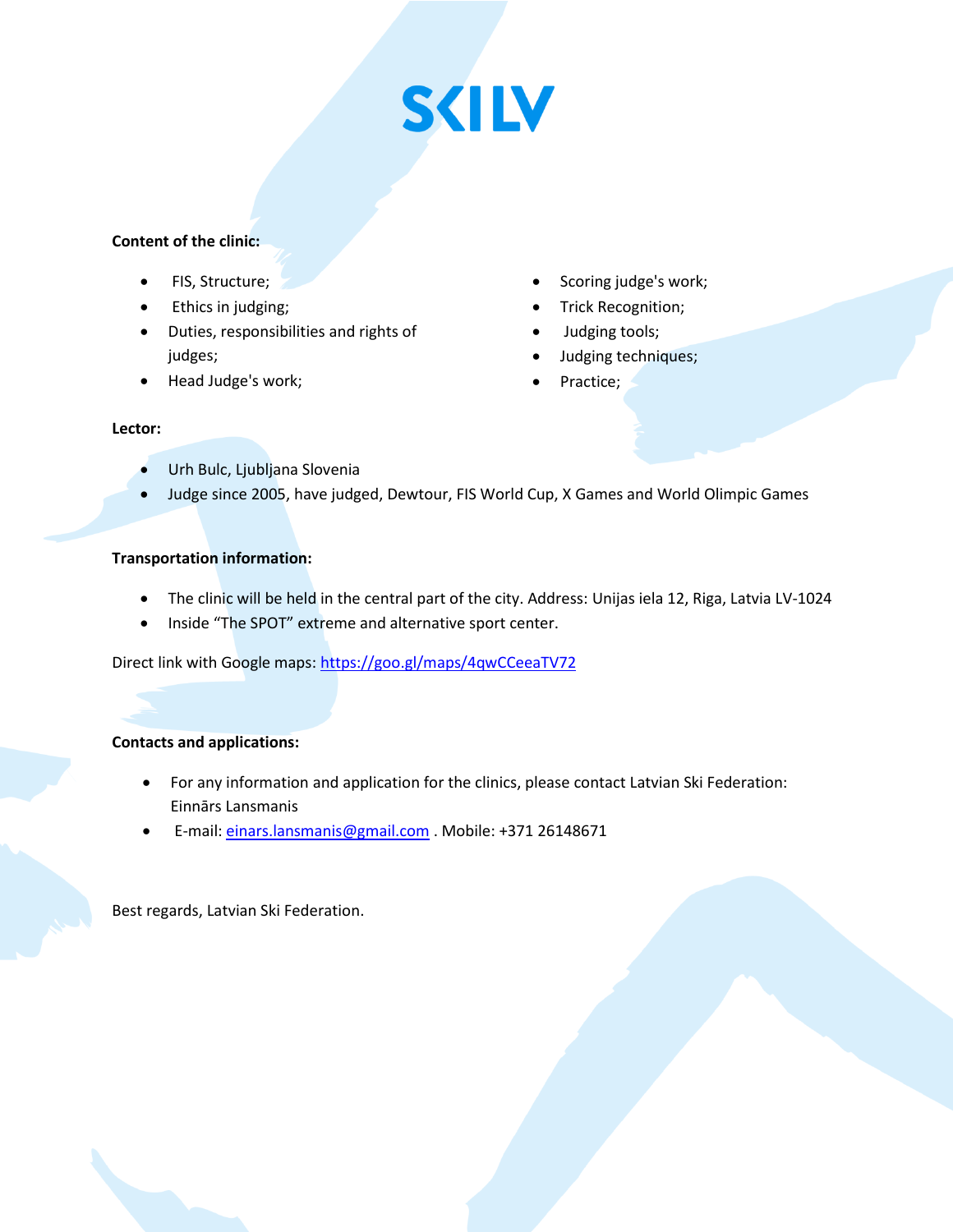# SKILV

**Content of the clinic:**

- FIS, Structure;
- Ethics in judging;
- Duties, responsibilities and rights of judges;
- Head Judge's work;
- Scoring judge's work;
- Trick Recognition;
- Judging tools;
- Judging techniques;
- Practice;

**Lector:**

- Urh Bulc, Ljubljana Slovenia
- Judge since 2005, have judged, Dewtour, FIS World Cup, X Games and World Olimpic Games

**Transportation information:**

- The clinic will be held in the central part of the city. Address: Unijas iela 12, Riga, Latvia LV-1024
- Inside "The SPOT" extreme and alternative sport center.

Direct link with Google maps: https://goo.gl/maps/4qwCCeeaTV72

**Contacts and applications:**

- For any information and application for the clinics, please contact Latvian Ski Federation: Einnārs Lansmanis
- E-mail: einars.lansmanis@gmail.com . Mobile: +371 26148671

Best regards, Latvian Ski Federation.